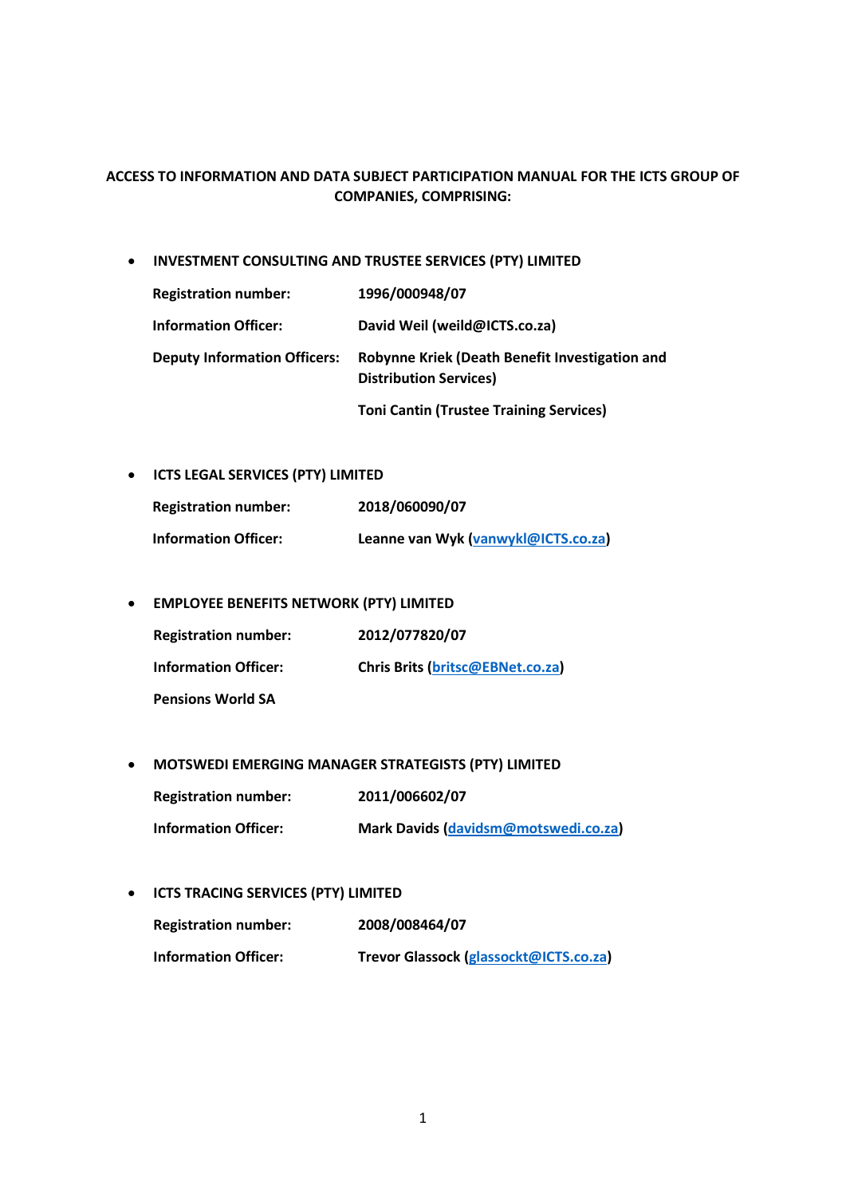**ACCESS TO INFORMATION AND DATA SUBJECT PARTICIPATION MANUAL FOR THE ICTS GROUP OF COMPANIES, COMPRISING:**

- **INVESTMENT CONSULTING AND TRUSTEE SERVICES (PTY) LIMITED**

  **Registration number:** **1996/000948/07**

  **Information Officer:** **David Weil (weild@ICTS.co.za)**

  **Deputy Information Officers:** **Robynne Kriek (Death Benefit Investigation and Distribution Services)**

  **Toni Cantin (Trustee Training Services)**

- **ICTS LEGAL SERVICES (PTY) LIMITED**

  **Registration number:** **2018/060090/07**

  **Information Officer:** **Leanne van Wyk (vanwykl@ICTS.co.za)**

- **EMPLOYEE BENEFITS NETWORK (PTY) LIMITED**

  **Registration number:** **2012/077820/07**

  **Information Officer:** **Chris Brits (britsc@EBNet.co.za)**

  **Pensions World SA**

- **MOTSWEDI EMERGING MANAGER STRATEGISTS (PTY) LIMITED**

  **Registration number:** **2011/006602/07**

  **Information Officer:** **Mark Davids (davidsm@motswedi.co.za)**

- **ICTS TRACING SERVICES (PTY) LIMITED**

  **Registration number:** **2008/008464/07**

  **Information Officer:** **Trevor Glassock (glassockt@ICTS.co.za)**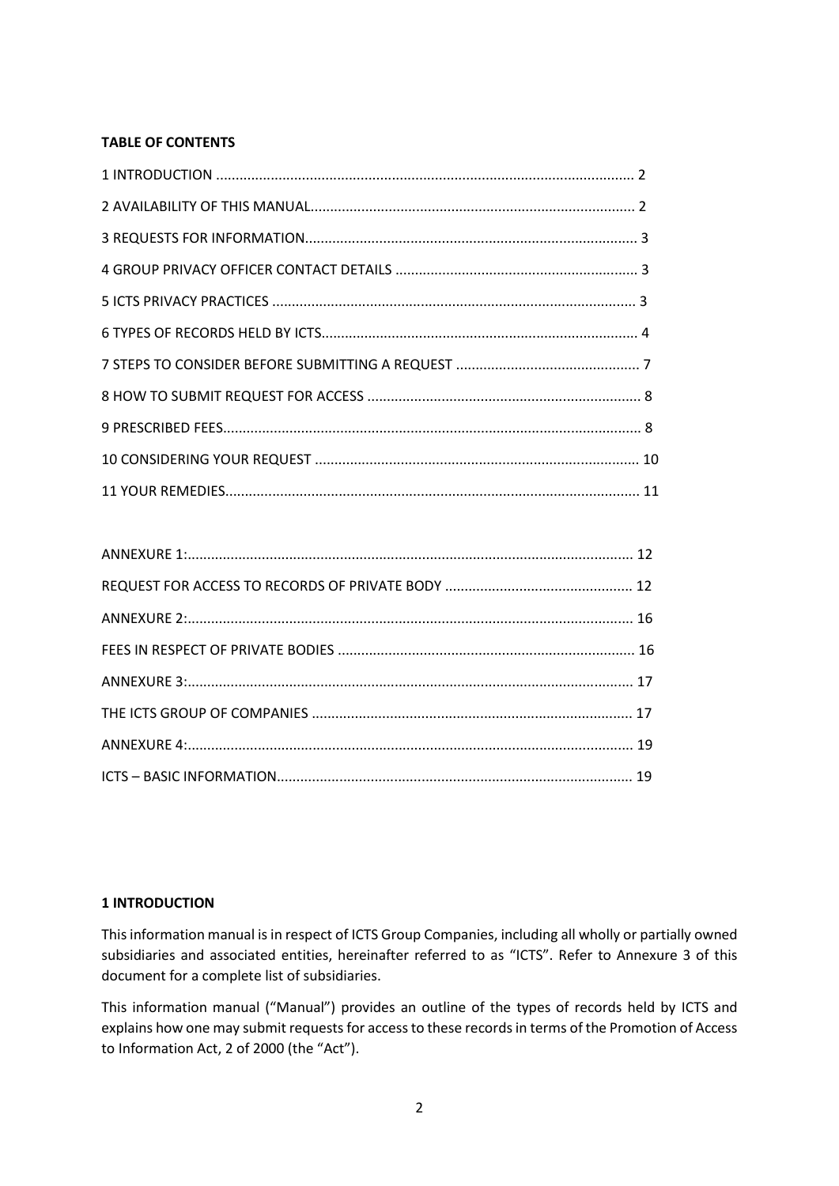**TABLE OF CONTENTS**

1 INTRODUCTION ........................................................................................................... 2

2 AVAILABILITY OF THIS MANUAL.................................................................................. 2

3 REQUESTS FOR INFORMATION.................................................................................... 3

4 GROUP PRIVACY OFFICER CONTACT DETAILS ............................................................. 3

5 ICTS PRIVACY PRACTICES ............................................................................................ 3

6 TYPES OF RECORDS HELD BY ICTS................................................................................ 4

7 STEPS TO CONSIDER BEFORE SUBMITTING A REQUEST .............................................. 7

8 HOW TO SUBMIT REQUEST FOR ACCESS ..................................................................... 8

9 PRESCRIBED FEES.......................................................................................................... 8

10 CONSIDERING YOUR REQUEST .................................................................................. 10

11 YOUR REMEDIES......................................................................................................... 11

ANNEXURE 1:.................................................................................................................. 12

REQUEST FOR ACCESS TO RECORDS OF PRIVATE BODY ............................................... 12

ANNEXURE 2:.................................................................................................................. 16

FEES IN RESPECT OF PRIVATE BODIES ........................................................................... 16

ANNEXURE 3:.................................................................................................................. 17

THE ICTS GROUP OF COMPANIES ................................................................................. 17

ANNEXURE 4:.................................................................................................................. 19

ICTS – BASIC INFORMATION.......................................................................................... 19

**1 INTRODUCTION**

This information manual is in respect of ICTS Group Companies, including all wholly or partially owned subsidiaries and associated entities, hereinafter referred to as "ICTS". Refer to Annexure 3 of this document for a complete list of subsidiaries.

This information manual ("Manual") provides an outline of the types of records held by ICTS and explains how one may submit requests for access to these records in terms of the Promotion of Access to Information Act, 2 of 2000 (the "Act").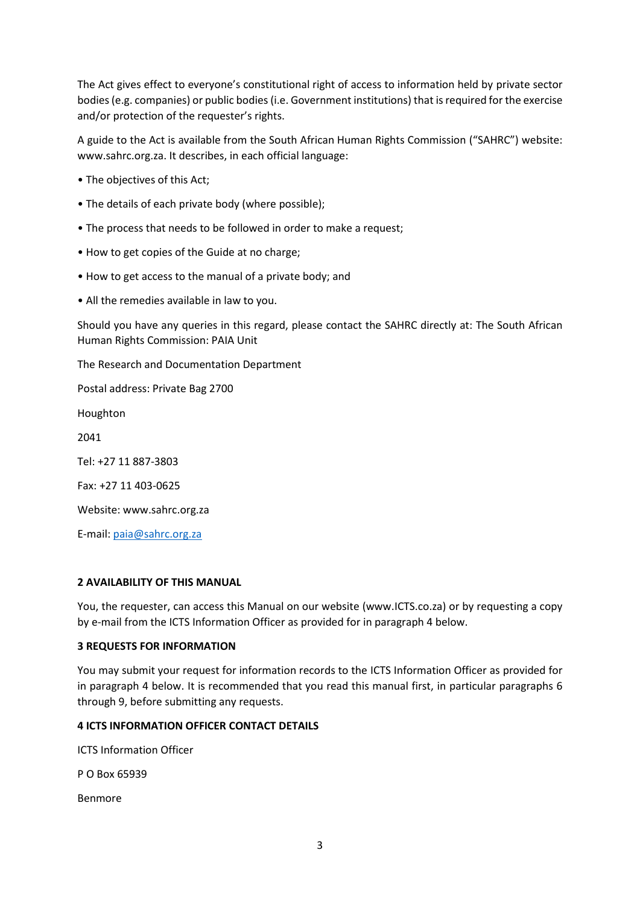The Act gives effect to everyone's constitutional right of access to information held by private sector bodies (e.g. companies) or public bodies (i.e. Government institutions) that is required for the exercise and/or protection of the requester's rights.

A guide to the Act is available from the South African Human Rights Commission ("SAHRC") website: www.sahrc.org.za. It describes, in each official language:

- The objectives of this Act;
- The details of each private body (where possible);
- The process that needs to be followed in order to make a request;
- How to get copies of the Guide at no charge;
- How to get access to the manual of a private body; and
- All the remedies available in law to you.

Should you have any queries in this regard, please contact the SAHRC directly at: The South African Human Rights Commission: PAIA Unit

The Research and Documentation Department

Postal address: Private Bag 2700

Houghton

2041

Tel: +27 11 887-3803

Fax: +27 11 403-0625

Website: www.sahrc.org.za

E-mail: paia@sahrc.org.za

**2 AVAILABILITY OF THIS MANUAL**

You, the requester, can access this Manual on our website (www.ICTS.co.za) or by requesting a copy by e-mail from the ICTS Information Officer as provided for in paragraph 4 below.

**3 REQUESTS FOR INFORMATION**

You may submit your request for information records to the ICTS Information Officer as provided for in paragraph 4 below. It is recommended that you read this manual first, in particular paragraphs 6 through 9, before submitting any requests.

**4 ICTS INFORMATION OFFICER CONTACT DETAILS**

ICTS Information Officer

P O Box 65939

Benmore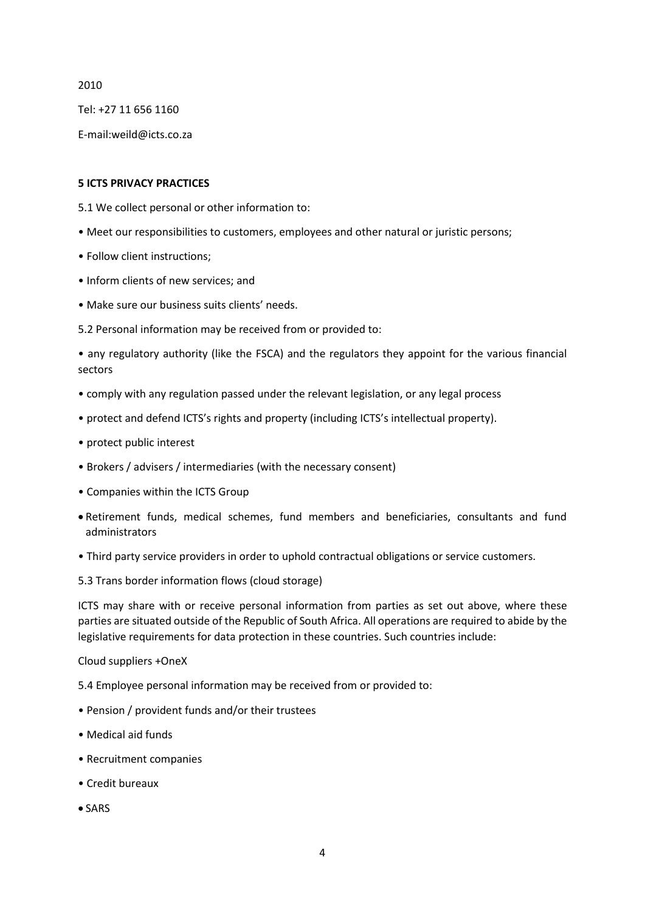2010

Tel: +27 11 656 1160

E-mail:weild@icts.co.za

**5 ICTS PRIVACY PRACTICES**

5.1 We collect personal or other information to:

- Meet our responsibilities to customers, employees and other natural or juristic persons;
- Follow client instructions;
- Inform clients of new services; and
- Make sure our business suits clients' needs.

5.2 Personal information may be received from or provided to:

- any regulatory authority (like the FSCA) and the regulators they appoint for the various financial sectors
- comply with any regulation passed under the relevant legislation, or any legal process
- protect and defend ICTS's rights and property (including ICTS's intellectual property).
- protect public interest
- Brokers / advisers / intermediaries (with the necessary consent)
- Companies within the ICTS Group
- Retirement funds, medical schemes, fund members and beneficiaries, consultants and fund administrators
- Third party service providers in order to uphold contractual obligations or service customers.

5.3 Trans border information flows (cloud storage)

ICTS may share with or receive personal information from parties as set out above, where these parties are situated outside of the Republic of South Africa. All operations are required to abide by the legislative requirements for data protection in these countries. Such countries include:

Cloud suppliers +OneX

5.4 Employee personal information may be received from or provided to:

- Pension / provident funds and/or their trustees
- Medical aid funds
- Recruitment companies
- Credit bureaux
- SARS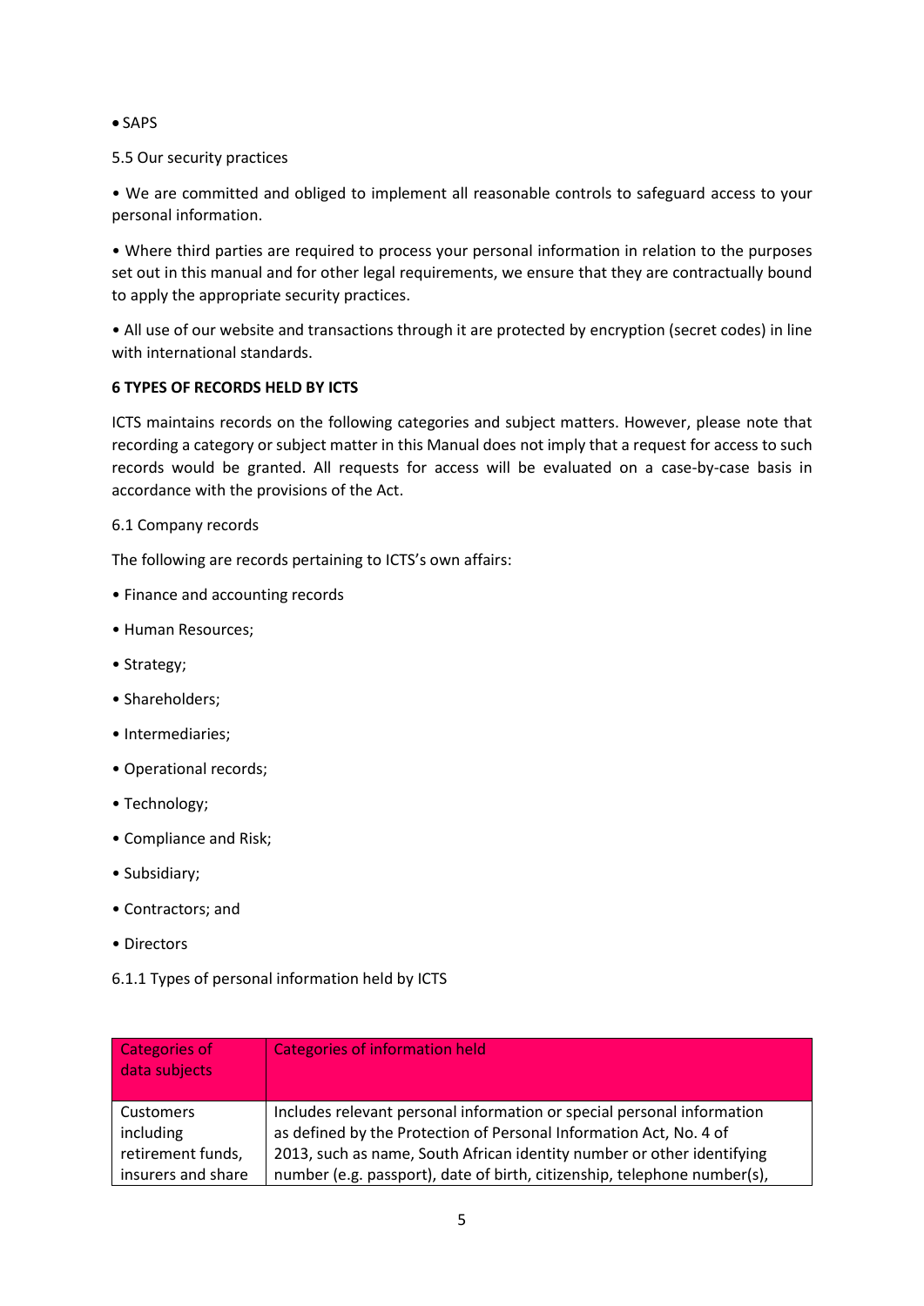- SAPS

5.5 Our security practices

• We are committed and obliged to implement all reasonable controls to safeguard access to your personal information.

• Where third parties are required to process your personal information in relation to the purposes set out in this manual and for other legal requirements, we ensure that they are contractually bound to apply the appropriate security practices.

• All use of our website and transactions through it are protected by encryption (secret codes) in line with international standards.

**6 TYPES OF RECORDS HELD BY ICTS**

ICTS maintains records on the following categories and subject matters. However, please note that recording a category or subject matter in this Manual does not imply that a request for access to such records would be granted. All requests for access will be evaluated on a case-by-case basis in accordance with the provisions of the Act.

6.1 Company records

The following are records pertaining to ICTS's own affairs:

• Finance and accounting records

• Human Resources;

• Strategy;

• Shareholders;

• Intermediaries;

• Operational records;

• Technology;

• Compliance and Risk;

• Subsidiary;

• Contractors; and

• Directors

6.1.1 Types of personal information held by ICTS

| Categories of data subjects | Categories of information held |
| --- | --- |
| Customers including retirement funds, insurers and share | Includes relevant personal information or special personal information as defined by the Protection of Personal Information Act, No. 4 of 2013, such as name, South African identity number or other identifying number (e.g. passport), date of birth, citizenship, telephone number(s), |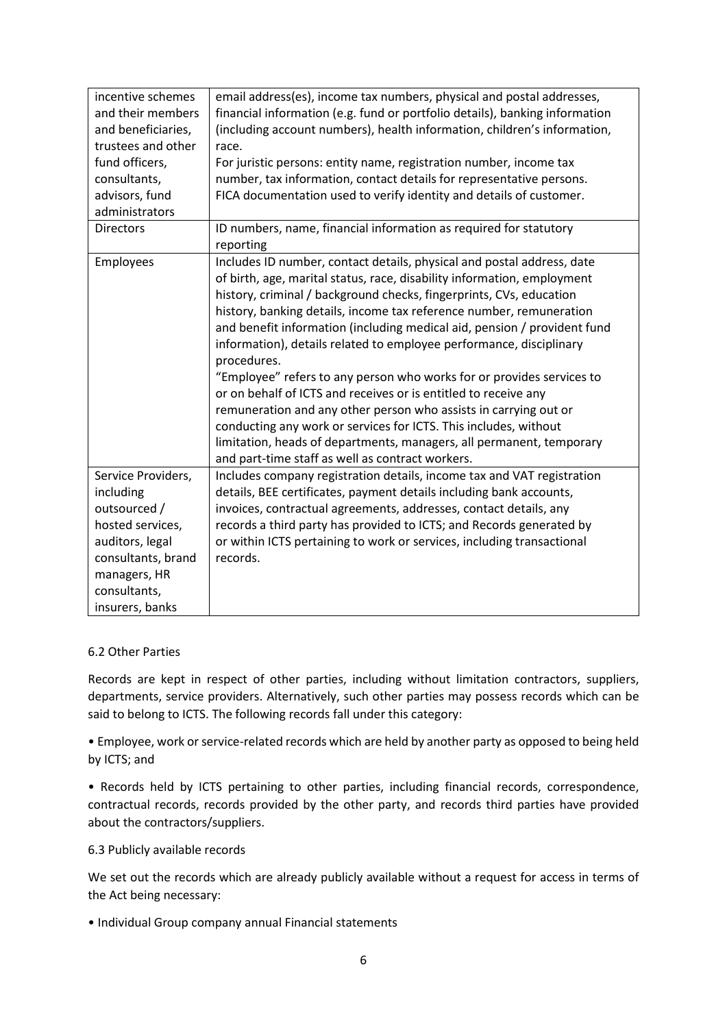| | |
|---|---|
| incentive schemes and their members and beneficiaries, trustees and other fund officers, consultants, advisors, fund administrators | email address(es), income tax numbers, physical and postal addresses, financial information (e.g. fund or portfolio details), banking information (including account numbers), health information, children's information, race.<br>For juristic persons: entity name, registration number, income tax number, tax information, contact details for representative persons.<br>FICA documentation used to verify identity and details of customer. |
| Directors | ID numbers, name, financial information as required for statutory reporting |
| Employees | Includes ID number, contact details, physical and postal address, date of birth, age, marital status, race, disability information, employment history, criminal / background checks, fingerprints, CVs, education history, banking details, income tax reference number, remuneration and benefit information (including medical aid, pension / provident fund information), details related to employee performance, disciplinary procedures.<br>"Employee" refers to any person who works for or provides services to or on behalf of ICTS and receives or is entitled to receive any remuneration and any other person who assists in carrying out or conducting any work or services for ICTS. This includes, without limitation, heads of departments, managers, all permanent, temporary and part-time staff as well as contract workers. |
| Service Providers, including outsourced / hosted services, auditors, legal consultants, brand managers, HR consultants, insurers, banks | Includes company registration details, income tax and VAT registration details, BEE certificates, payment details including bank accounts, invoices, contractual agreements, addresses, contact details, any records a third party has provided to ICTS; and Records generated by or within ICTS pertaining to work or services, including transactional records. |

6.2 Other Parties

Records are kept in respect of other parties, including without limitation contractors, suppliers, departments, service providers. Alternatively, such other parties may possess records which can be said to belong to ICTS. The following records fall under this category:

- Employee, work or service-related records which are held by another party as opposed to being held by ICTS; and
- Records held by ICTS pertaining to other parties, including financial records, correspondence, contractual records, records provided by the other party, and records third parties have provided about the contractors/suppliers.

6.3 Publicly available records

We set out the records which are already publicly available without a request for access in terms of the Act being necessary:

- Individual Group company annual Financial statements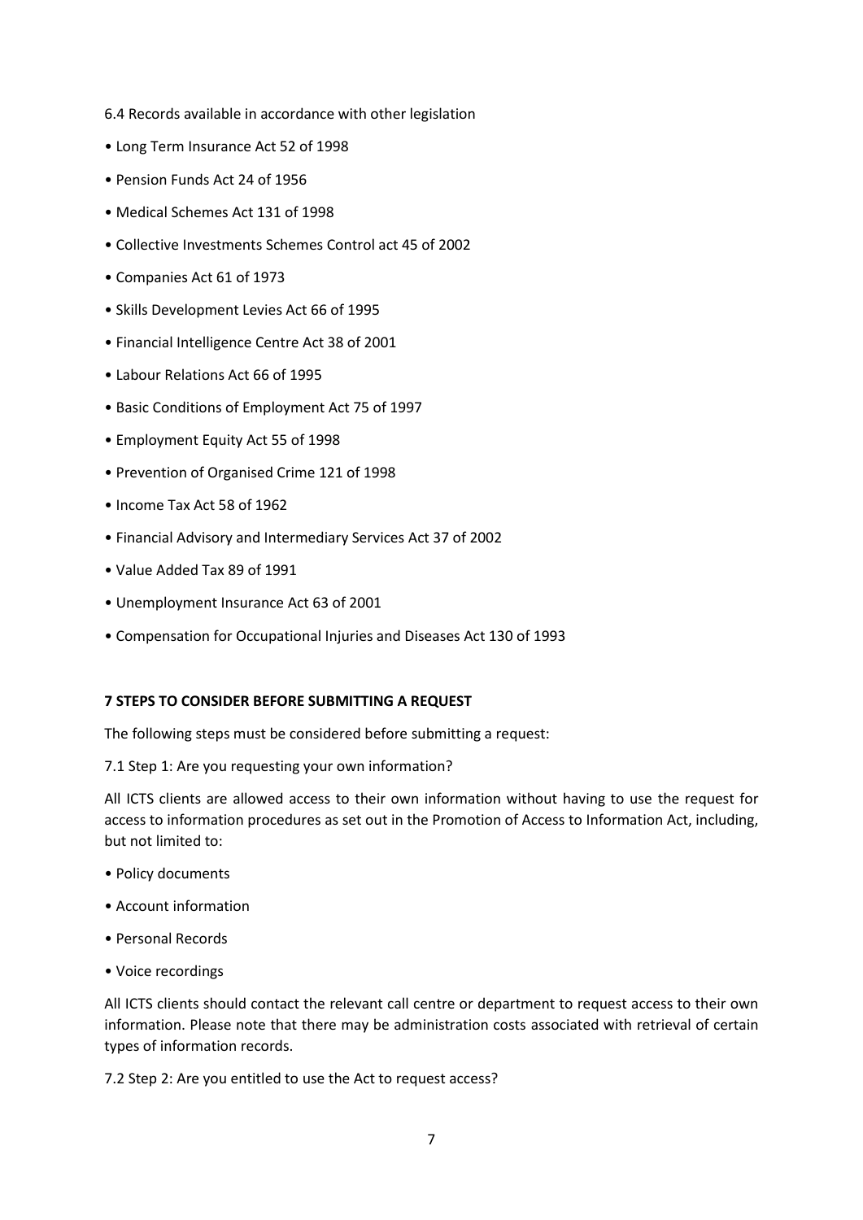6.4 Records available in accordance with other legislation

- Long Term Insurance Act 52 of 1998
- Pension Funds Act 24 of 1956
- Medical Schemes Act 131 of 1998
- Collective Investments Schemes Control act 45 of 2002
- Companies Act 61 of 1973
- Skills Development Levies Act 66 of 1995
- Financial Intelligence Centre Act 38 of 2001
- Labour Relations Act 66 of 1995
- Basic Conditions of Employment Act 75 of 1997
- Employment Equity Act 55 of 1998
- Prevention of Organised Crime 121 of 1998
- Income Tax Act 58 of 1962
- Financial Advisory and Intermediary Services Act 37 of 2002
- Value Added Tax 89 of 1991
- Unemployment Insurance Act 63 of 2001
- Compensation for Occupational Injuries and Diseases Act 130 of 1993

## 7 STEPS TO CONSIDER BEFORE SUBMITTING A REQUEST

The following steps must be considered before submitting a request:

7.1 Step 1: Are you requesting your own information?

All ICTS clients are allowed access to their own information without having to use the request for access to information procedures as set out in the Promotion of Access to Information Act, including, but not limited to:

- Policy documents
- Account information
- Personal Records
- Voice recordings

All ICTS clients should contact the relevant call centre or department to request access to their own information. Please note that there may be administration costs associated with retrieval of certain types of information records.

7.2 Step 2: Are you entitled to use the Act to request access?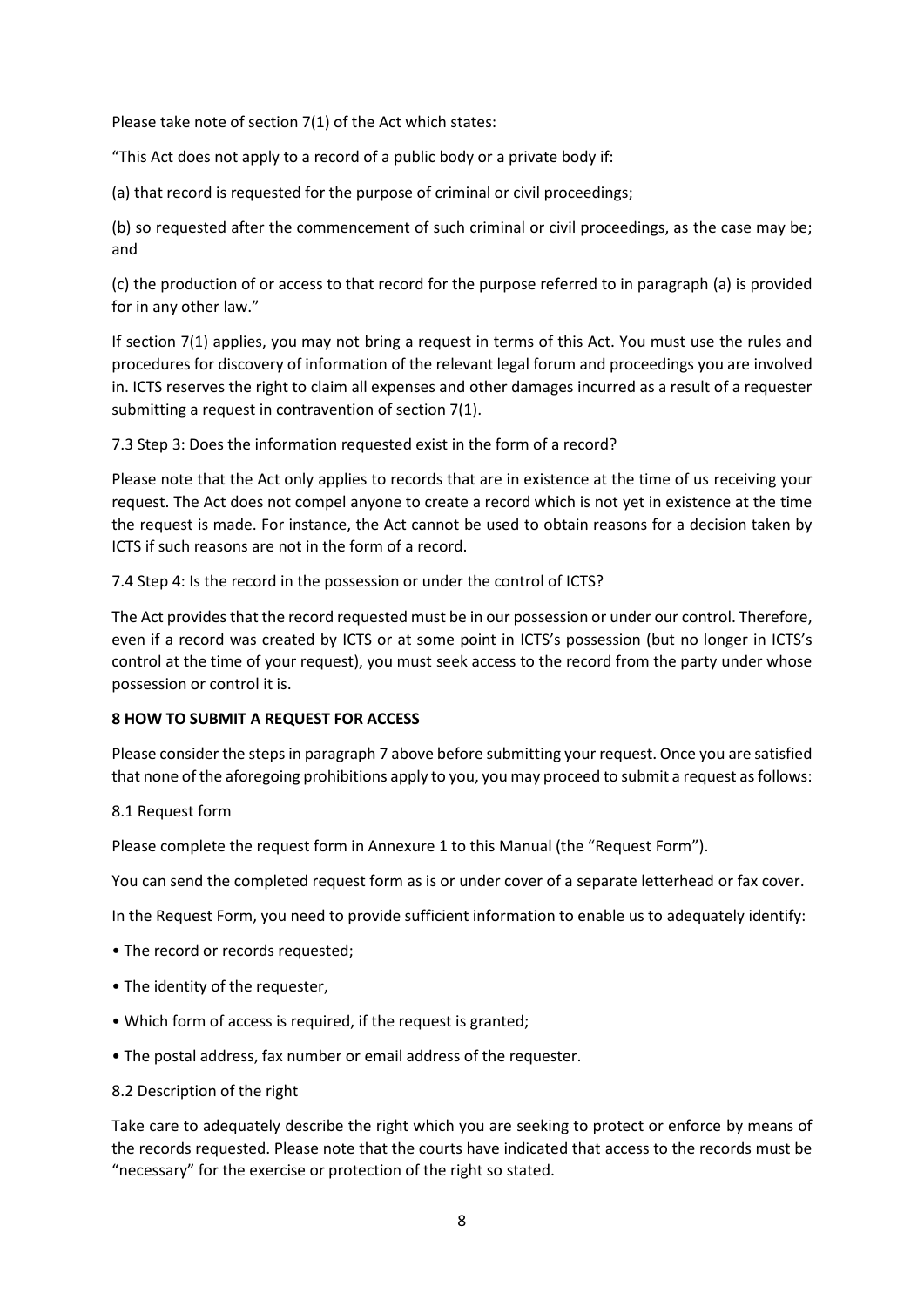Please take note of section 7(1) of the Act which states:

"This Act does not apply to a record of a public body or a private body if:

(a) that record is requested for the purpose of criminal or civil proceedings;

(b) so requested after the commencement of such criminal or civil proceedings, as the case may be; and

(c) the production of or access to that record for the purpose referred to in paragraph (a) is provided for in any other law."

If section 7(1) applies, you may not bring a request in terms of this Act. You must use the rules and procedures for discovery of information of the relevant legal forum and proceedings you are involved in. ICTS reserves the right to claim all expenses and other damages incurred as a result of a requester submitting a request in contravention of section 7(1).

7.3 Step 3: Does the information requested exist in the form of a record?

Please note that the Act only applies to records that are in existence at the time of us receiving your request. The Act does not compel anyone to create a record which is not yet in existence at the time the request is made. For instance, the Act cannot be used to obtain reasons for a decision taken by ICTS if such reasons are not in the form of a record.

7.4 Step 4: Is the record in the possession or under the control of ICTS?

The Act provides that the record requested must be in our possession or under our control. Therefore, even if a record was created by ICTS or at some point in ICTS's possession (but no longer in ICTS's control at the time of your request), you must seek access to the record from the party under whose possession or control it is.

**8 HOW TO SUBMIT A REQUEST FOR ACCESS**

Please consider the steps in paragraph 7 above before submitting your request. Once you are satisfied that none of the aforegoing prohibitions apply to you, you may proceed to submit a request as follows:

8.1 Request form

Please complete the request form in Annexure 1 to this Manual (the "Request Form").

You can send the completed request form as is or under cover of a separate letterhead or fax cover.

In the Request Form, you need to provide sufficient information to enable us to adequately identify:

- The record or records requested;
- The identity of the requester,
- Which form of access is required, if the request is granted;
- The postal address, fax number or email address of the requester.

8.2 Description of the right

Take care to adequately describe the right which you are seeking to protect or enforce by means of the records requested. Please note that the courts have indicated that access to the records must be "necessary" for the exercise or protection of the right so stated.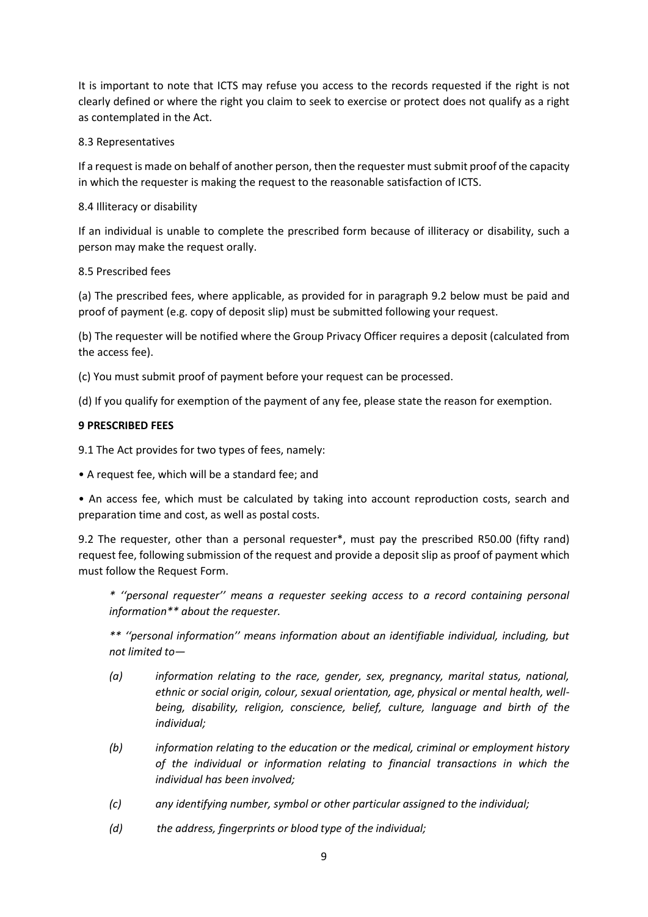It is important to note that ICTS may refuse you access to the records requested if the right is not clearly defined or where the right you claim to seek to exercise or protect does not qualify as a right as contemplated in the Act.

8.3 Representatives

If a request is made on behalf of another person, then the requester must submit proof of the capacity in which the requester is making the request to the reasonable satisfaction of ICTS.

8.4 Illiteracy or disability

If an individual is unable to complete the prescribed form because of illiteracy or disability, such a person may make the request orally.

8.5 Prescribed fees

(a) The prescribed fees, where applicable, as provided for in paragraph 9.2 below must be paid and proof of payment (e.g. copy of deposit slip) must be submitted following your request.

(b) The requester will be notified where the Group Privacy Officer requires a deposit (calculated from the access fee).

(c) You must submit proof of payment before your request can be processed.

(d) If you qualify for exemption of the payment of any fee, please state the reason for exemption.

## 9 PRESCRIBED FEES

9.1 The Act provides for two types of fees, namely:

- A request fee, which will be a standard fee; and
- An access fee, which must be calculated by taking into account reproduction costs, search and preparation time and cost, as well as postal costs.

9.2 The requester, other than a personal requester*, must pay the prescribed R50.00 (fifty rand) request fee, following submission of the request and provide a deposit slip as proof of payment which must follow the Request Form.

> *\* ''personal requester'' means a requester seeking access to a record containing personal information\*\* about the requester.*
>
> *\*\* ''personal information'' means information about an identifiable individual, including, but not limited to—*
>
> *(a) information relating to the race, gender, sex, pregnancy, marital status, national, ethnic or social origin, colour, sexual orientation, age, physical or mental health, well-being, disability, religion, conscience, belief, culture, language and birth of the individual;*
>
> *(b) information relating to the education or the medical, criminal or employment history of the individual or information relating to financial transactions in which the individual has been involved;*
>
> *(c) any identifying number, symbol or other particular assigned to the individual;*
>
> *(d) the address, fingerprints or blood type of the individual;*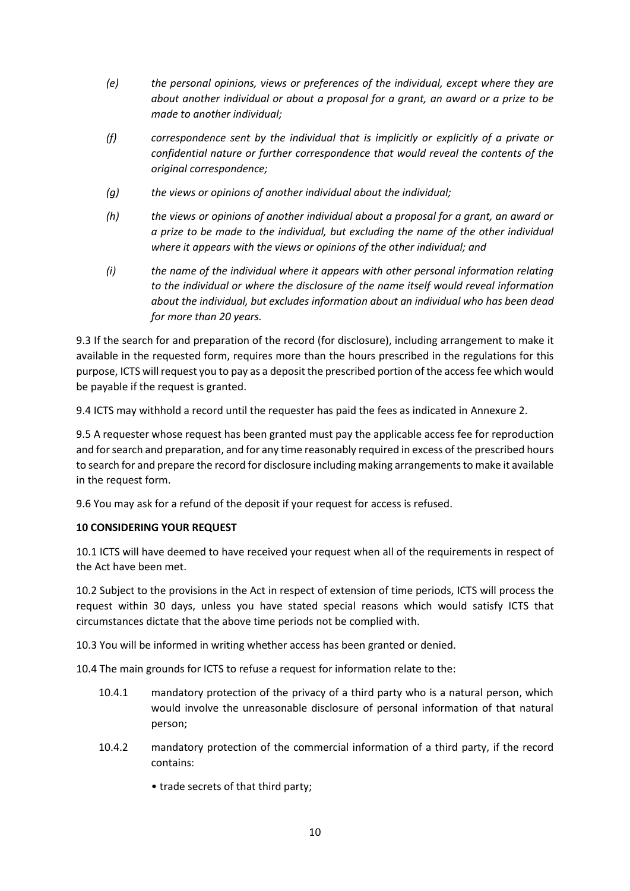*(e) the personal opinions, views or preferences of the individual, except where they are about another individual or about a proposal for a grant, an award or a prize to be made to another individual;*

*(f) correspondence sent by the individual that is implicitly or explicitly of a private or confidential nature or further correspondence that would reveal the contents of the original correspondence;*

*(g) the views or opinions of another individual about the individual;*

*(h) the views or opinions of another individual about a proposal for a grant, an award or a prize to be made to the individual, but excluding the name of the other individual where it appears with the views or opinions of the other individual; and*

*(i) the name of the individual where it appears with other personal information relating to the individual or where the disclosure of the name itself would reveal information about the individual, but excludes information about an individual who has been dead for more than 20 years.*

9.3 If the search for and preparation of the record (for disclosure), including arrangement to make it available in the requested form, requires more than the hours prescribed in the regulations for this purpose, ICTS will request you to pay as a deposit the prescribed portion of the access fee which would be payable if the request is granted.

9.4 ICTS may withhold a record until the requester has paid the fees as indicated in Annexure 2.

9.5 A requester whose request has been granted must pay the applicable access fee for reproduction and for search and preparation, and for any time reasonably required in excess of the prescribed hours to search for and prepare the record for disclosure including making arrangements to make it available in the request form.

9.6 You may ask for a refund of the deposit if your request for access is refused.

**10 CONSIDERING YOUR REQUEST**

10.1 ICTS will have deemed to have received your request when all of the requirements in respect of the Act have been met.

10.2 Subject to the provisions in the Act in respect of extension of time periods, ICTS will process the request within 30 days, unless you have stated special reasons which would satisfy ICTS that circumstances dictate that the above time periods not be complied with.

10.3 You will be informed in writing whether access has been granted or denied.

10.4 The main grounds for ICTS to refuse a request for information relate to the:

10.4.1 mandatory protection of the privacy of a third party who is a natural person, which would involve the unreasonable disclosure of personal information of that natural person;

10.4.2 mandatory protection of the commercial information of a third party, if the record contains:

- trade secrets of that third party;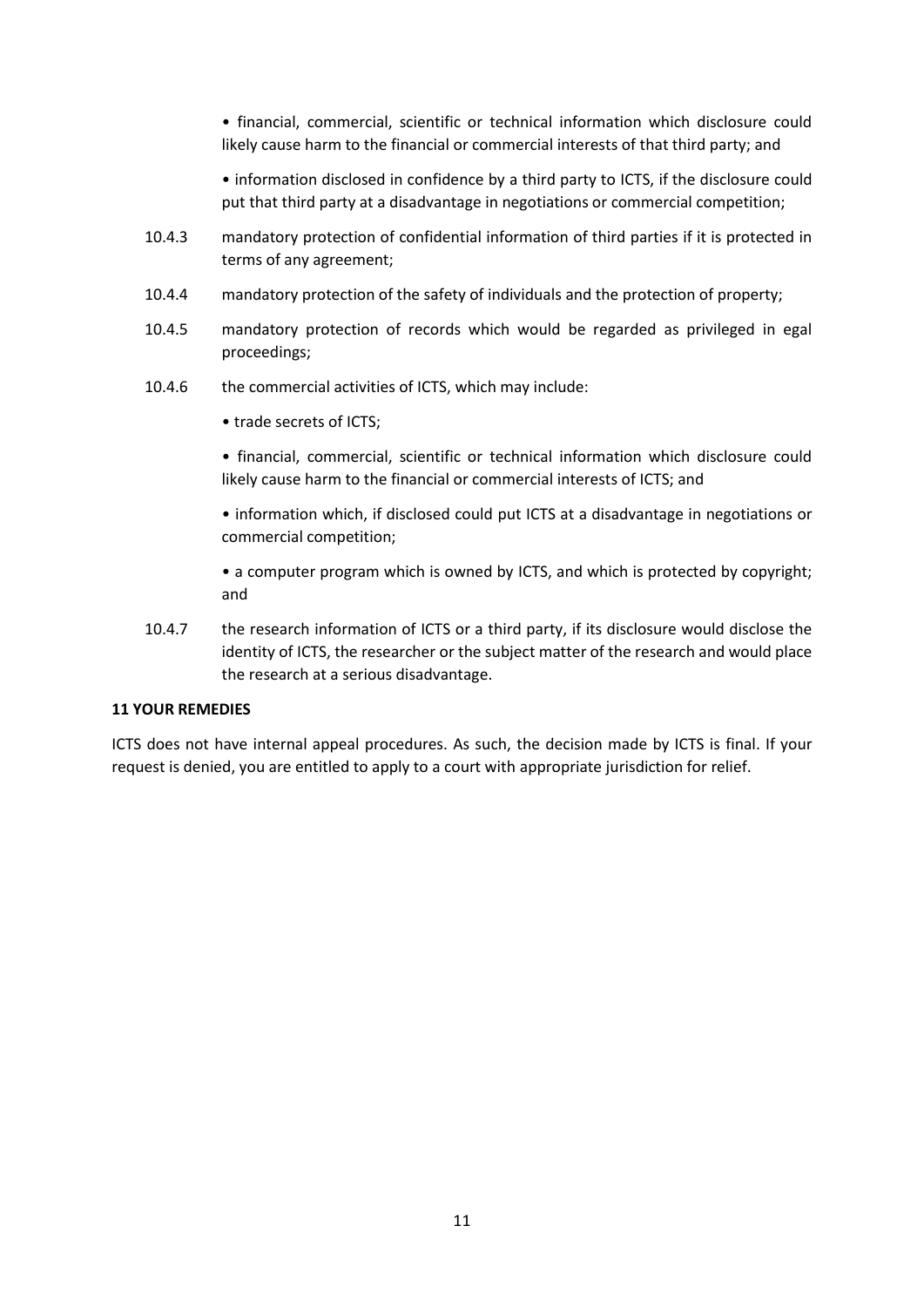• financial, commercial, scientific or technical information which disclosure could likely cause harm to the financial or commercial interests of that third party; and

• information disclosed in confidence by a third party to ICTS, if the disclosure could put that third party at a disadvantage in negotiations or commercial competition;

10.4.3 mandatory protection of confidential information of third parties if it is protected in terms of any agreement;

10.4.4 mandatory protection of the safety of individuals and the protection of property;

10.4.5 mandatory protection of records which would be regarded as privileged in egal proceedings;

10.4.6 the commercial activities of ICTS, which may include:

• trade secrets of ICTS;

• financial, commercial, scientific or technical information which disclosure could likely cause harm to the financial or commercial interests of ICTS; and

• information which, if disclosed could put ICTS at a disadvantage in negotiations or commercial competition;

• a computer program which is owned by ICTS, and which is protected by copyright; and

10.4.7 the research information of ICTS or a third party, if its disclosure would disclose the identity of ICTS, the researcher or the subject matter of the research and would place the research at a serious disadvantage.

**11 YOUR REMEDIES**

ICTS does not have internal appeal procedures. As such, the decision made by ICTS is final. If your request is denied, you are entitled to apply to a court with appropriate jurisdiction for relief.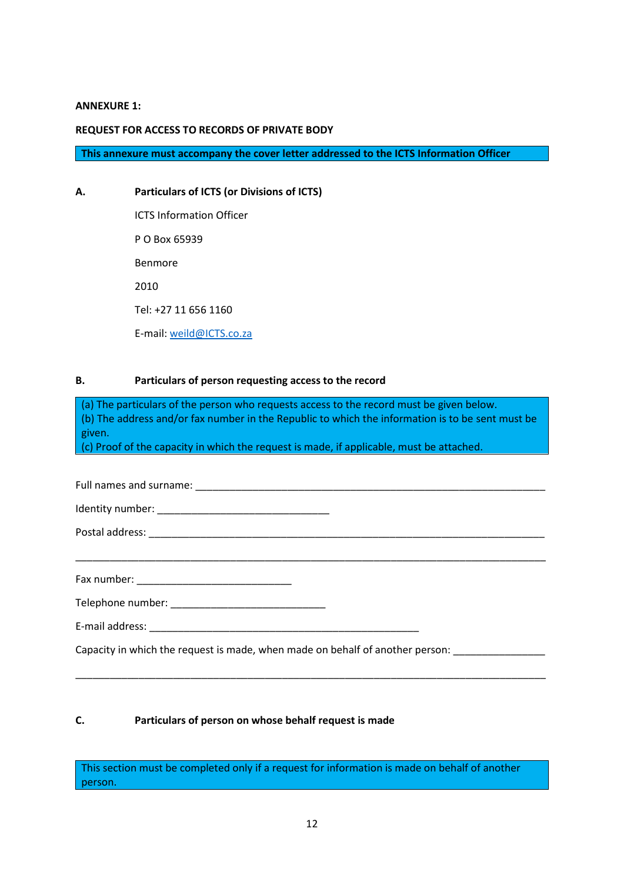**ANNEXURE 1:**

**REQUEST FOR ACCESS TO RECORDS OF PRIVATE BODY**

> **This annexure must accompany the cover letter addressed to the ICTS Information Officer**

**A. Particulars of ICTS (or Divisions of ICTS)**

ICTS Information Officer

P O Box 65939

Benmore

2010

Tel: +27 11 656 1160

E-mail: weild@ICTS.co.za

**B. Particulars of person requesting access to the record**

> (a) The particulars of the person who requests access to the record must be given below.
> (b) The address and/or fax number in the Republic to which the information is to be sent must be given.
> (c) Proof of the capacity in which the request is made, if applicable, must be attached.

Full names and surname: ______________________________________________________________

Identity number: ______________________________

Postal address: ______________________________________________________________________

_______________________________________________________________________________

Fax number: ___________________________

Telephone number: ___________________________

E-mail address: ________________________________________________

Capacity in which the request is made, when made on behalf of another person: ________________

_______________________________________________________________________________

**C. Particulars of person on whose behalf request is made**

> This section must be completed only if a request for information is made on behalf of another person.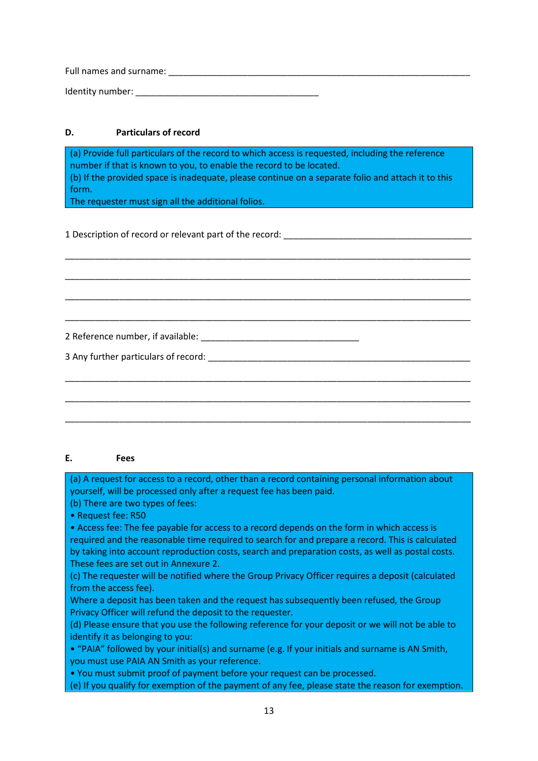Full names and surname: ___________________________________________________________

Identity number: ______________________________________

## D. Particulars of record

(a) Provide full particulars of the record to which access is requested, including the reference number if that is known to you, to enable the record to be located.
(b) If the provided space is inadequate, please continue on a separate folio and attach it to this form.
The requester must sign all the additional folios.

1 Description of record or relevant part of the record: _______________________________________

_________________________________________________________________________________

_________________________________________________________________________________

_________________________________________________________________________________

_________________________________________________________________________________

2 Reference number, if available: ________________________________

3 Any further particulars of record: ______________________________________________________

_________________________________________________________________________________

_________________________________________________________________________________

_________________________________________________________________________________

## E. Fees

(a) A request for access to a record, other than a record containing personal information about yourself, will be processed only after a request fee has been paid.
(b) There are two types of fees:

- Request fee: R50
- Access fee: The fee payable for access to a record depends on the form in which access is required and the reasonable time required to search for and prepare a record. This is calculated by taking into account reproduction costs, search and preparation costs, as well as postal costs. These fees are set out in Annexure 2.

(c) The requester will be notified where the Group Privacy Officer requires a deposit (calculated from the access fee).
Where a deposit has been taken and the request has subsequently been refused, the Group Privacy Officer will refund the deposit to the requester.
(d) Please ensure that you use the following reference for your deposit or we will not be able to identify it as belonging to you:

- "PAIA" followed by your initial(s) and surname (e.g. If your initials and surname is AN Smith, you must use PAIA AN Smith as your reference.
- You must submit proof of payment before your request can be processed.

(e) If you qualify for exemption of the payment of any fee, please state the reason for exemption.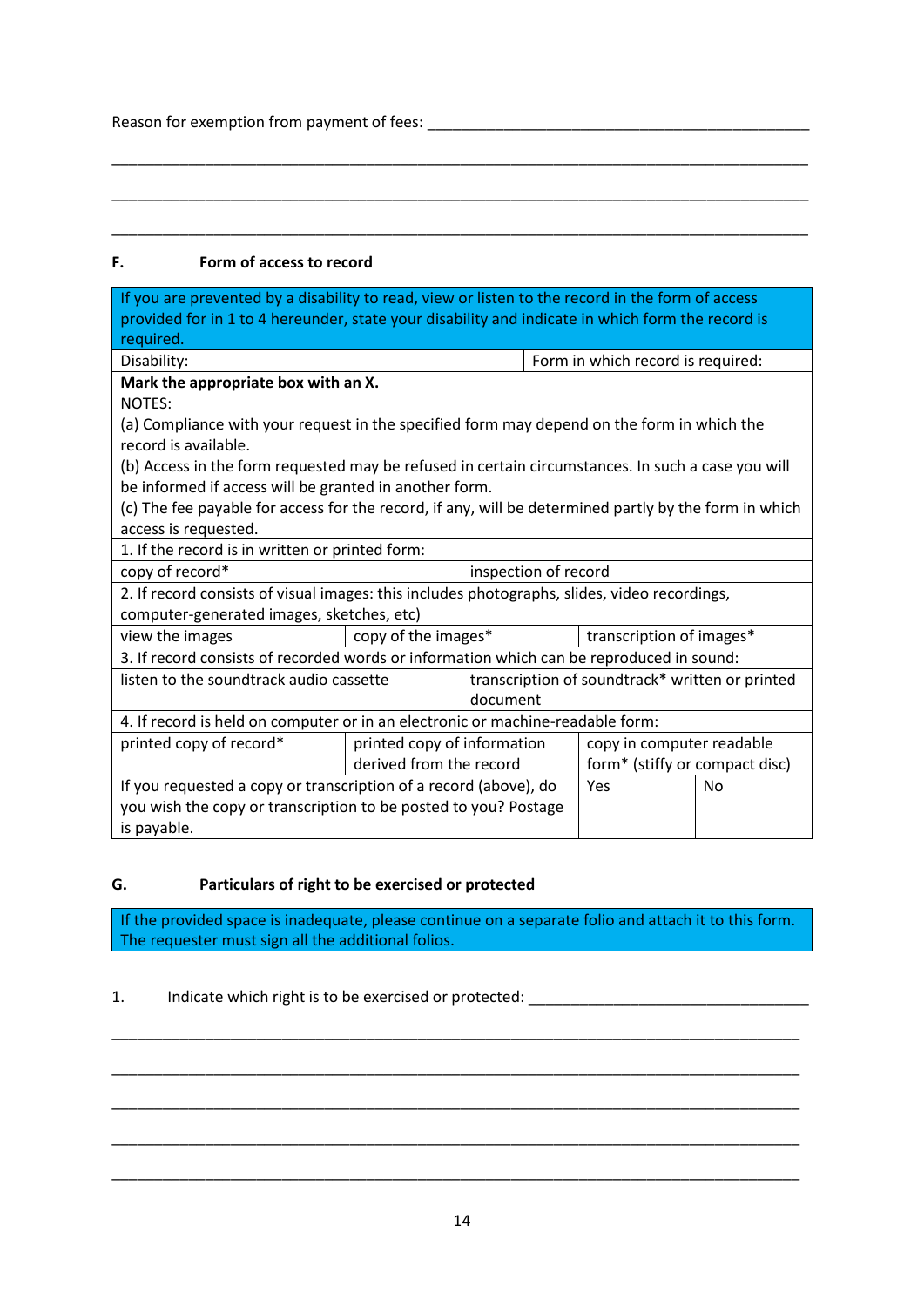Reason for exemption from payment of fees: ______________________________________________

_________________________________________________________________________________

_________________________________________________________________________________

_________________________________________________________________________________

## F. Form of access to record

| If you are prevented by a disability to read, view or listen to the record in the form of access provided for in 1 to 4 hereunder, state your disability and indicate in which form the record is required. | | | |
|---|---|---|---|
| Disability: | | Form in which record is required: | |
| **Mark the appropriate box with an X.**<br>NOTES:<br>(a) Compliance with your request in the specified form may depend on the form in which the record is available.<br>(b) Access in the form requested may be refused in certain circumstances. In such a case you will be informed if access will be granted in another form.<br>(c) The fee payable for access for the record, if any, will be determined partly by the form in which access is requested. | | | |
| 1. If the record is in written or printed form: | | | |
| copy of record* | | inspection of record | |
| 2. If record consists of visual images: this includes photographs, slides, video recordings, computer-generated images, sketches, etc) | | | |
| view the images | copy of the images* | transcription of images* | |
| 3. If record consists of recorded words or information which can be reproduced in sound: | | | |
| listen to the soundtrack audio cassette | | transcription of soundtrack* written or printed document | |
| 4. If record is held on computer or in an electronic or machine-readable form: | | | |
| printed copy of record* | printed copy of information derived from the record | copy in computer readable form* (stiffy or compact disc) | |
| If you requested a copy or transcription of a record (above), do you wish the copy or transcription to be posted to you? Postage is payable. | | Yes | No |

## G. Particulars of right to be exercised or protected

| If the provided space is inadequate, please continue on a separate folio and attach it to this form. The requester must sign all the additional folios. |
|---|

1. Indicate which right is to be exercised or protected: _________________________________

_________________________________________________________________________________

_________________________________________________________________________________

_________________________________________________________________________________

_________________________________________________________________________________

_________________________________________________________________________________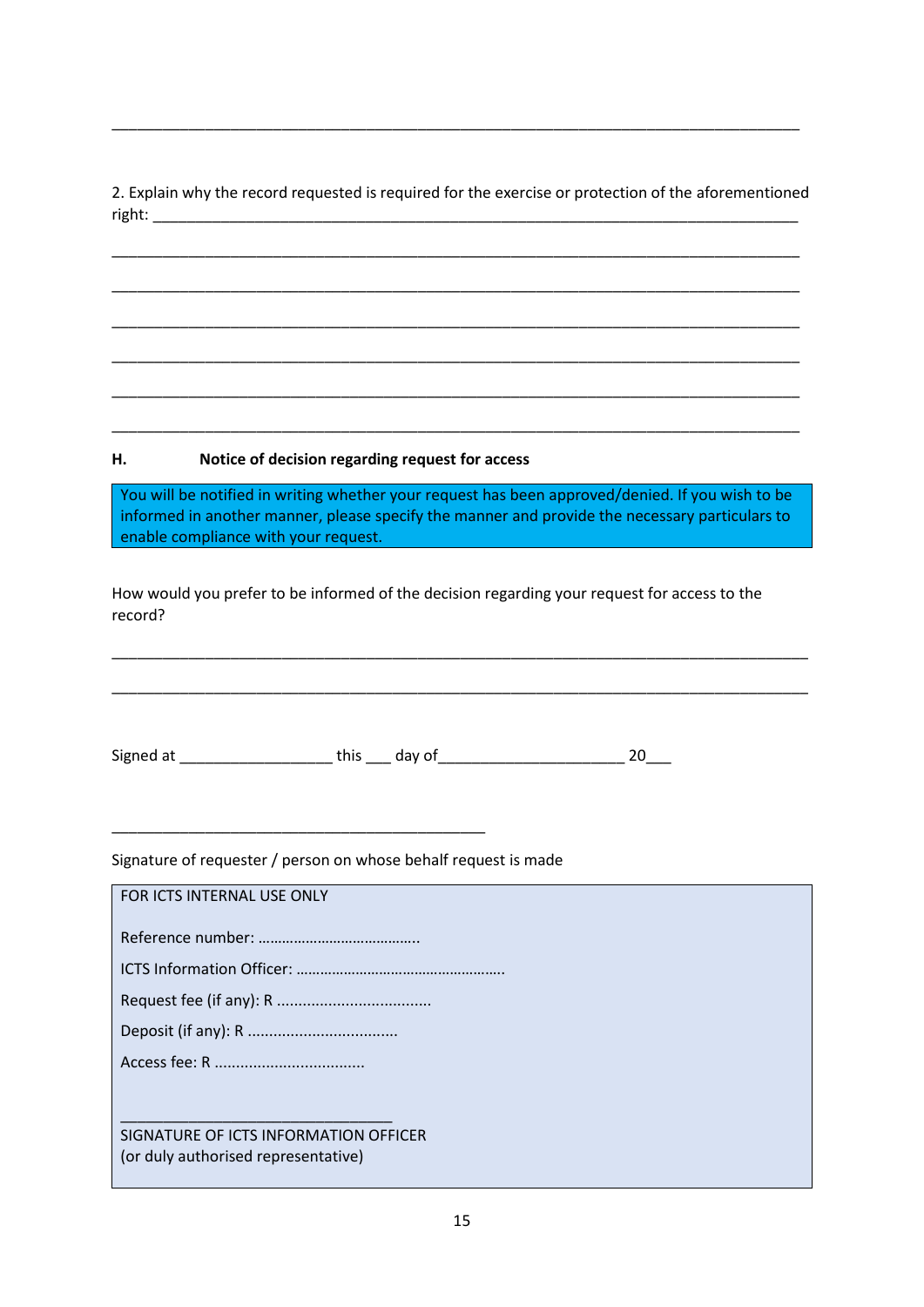_______________________________________________________________________________

2. Explain why the record requested is required for the exercise or protection of the aforementioned right: ___________________________________________________________________________

_______________________________________________________________________________

_______________________________________________________________________________

_______________________________________________________________________________

_______________________________________________________________________________

_______________________________________________________________________________

_______________________________________________________________________________

## H. Notice of decision regarding request for access

You will be notified in writing whether your request has been approved/denied. If you wish to be informed in another manner, please specify the manner and provide the necessary particulars to enable compliance with your request.

How would you prefer to be informed of the decision regarding your request for access to the record?

_______________________________________________________________________________

_______________________________________________________________________________

Signed at __________________ this ___ day of______________________ 20___

_______________________________________________

Signature of requester / person on whose behalf request is made

FOR ICTS INTERNAL USE ONLY

Reference number: …………………………………..

ICTS Information Officer: …………………………………………….

Request fee (if any): R ...................................

Deposit (if any): R ..................................

Access fee: R ..................................

_________________________________

SIGNATURE OF ICTS INFORMATION OFFICER
(or duly authorised representative)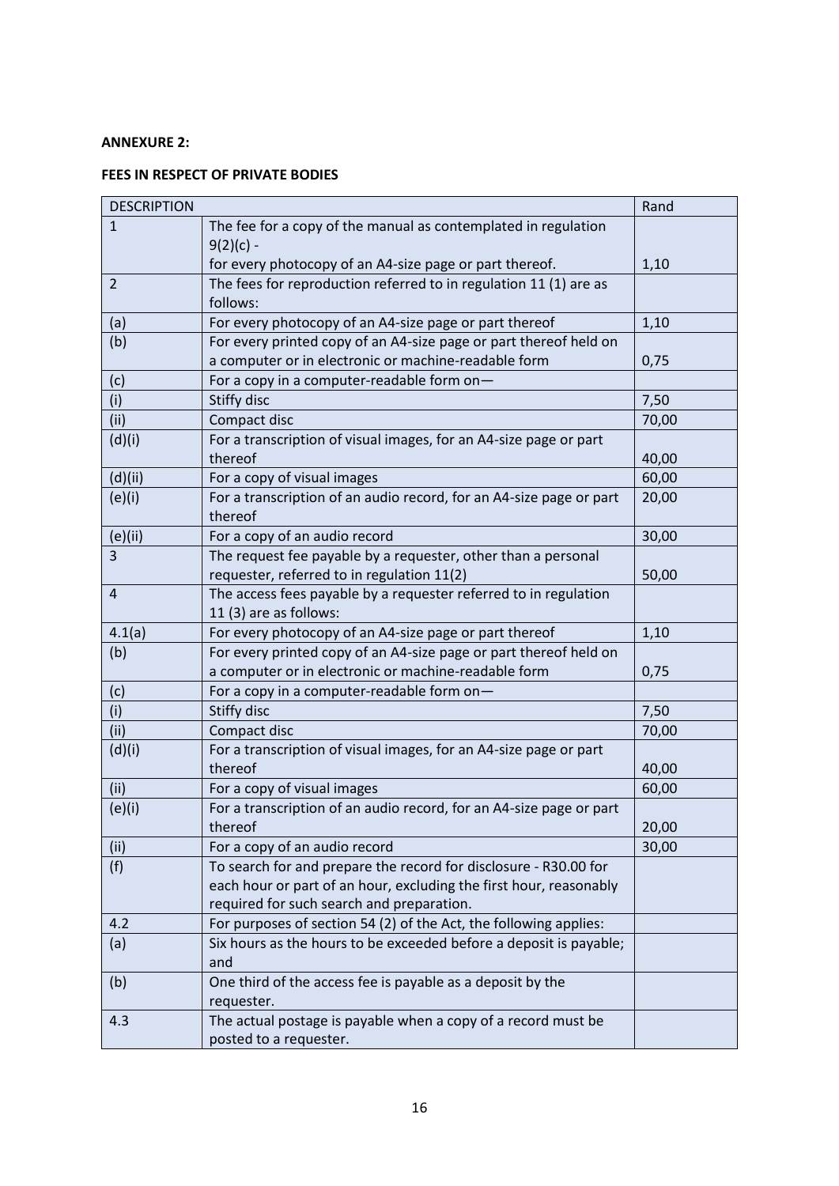**ANNEXURE 2:**

**FEES IN RESPECT OF PRIVATE BODIES**

| DESCRIPTION | | Rand |
|---|---|---|
| 1 | The fee for a copy of the manual as contemplated in regulation 9(2)(c) - for every photocopy of an A4-size page or part thereof. | 1,10 |
| 2 | The fees for reproduction referred to in regulation 11 (1) are as follows: | |
| (a) | For every photocopy of an A4-size page or part thereof | 1,10 |
| (b) | For every printed copy of an A4-size page or part thereof held on a computer or in electronic or machine-readable form | 0,75 |
| (c) | For a copy in a computer-readable form on— | |
| (i) | Stiffy disc | 7,50 |
| (ii) | Compact disc | 70,00 |
| (d)(i) | For a transcription of visual images, for an A4-size page or part thereof | 40,00 |
| (d)(ii) | For a copy of visual images | 60,00 |
| (e)(i) | For a transcription of an audio record, for an A4-size page or part thereof | 20,00 |
| (e)(ii) | For a copy of an audio record | 30,00 |
| 3 | The request fee payable by a requester, other than a personal requester, referred to in regulation 11(2) | 50,00 |
| 4 | The access fees payable by a requester referred to in regulation 11 (3) are as follows: | |
| 4.1(a) | For every photocopy of an A4-size page or part thereof | 1,10 |
| (b) | For every printed copy of an A4-size page or part thereof held on a computer or in electronic or machine-readable form | 0,75 |
| (c) | For a copy in a computer-readable form on— | |
| (i) | Stiffy disc | 7,50 |
| (ii) | Compact disc | 70,00 |
| (d)(i) | For a transcription of visual images, for an A4-size page or part thereof | 40,00 |
| (ii) | For a copy of visual images | 60,00 |
| (e)(i) | For a transcription of an audio record, for an A4-size page or part thereof | 20,00 |
| (ii) | For a copy of an audio record | 30,00 |
| (f) | To search for and prepare the record for disclosure - R30.00 for each hour or part of an hour, excluding the first hour, reasonably required for such search and preparation. | |
| 4.2 | For purposes of section 54 (2) of the Act, the following applies: | |
| (a) | Six hours as the hours to be exceeded before a deposit is payable; and | |
| (b) | One third of the access fee is payable as a deposit by the requester. | |
| 4.3 | The actual postage is payable when a copy of a record must be posted to a requester. | |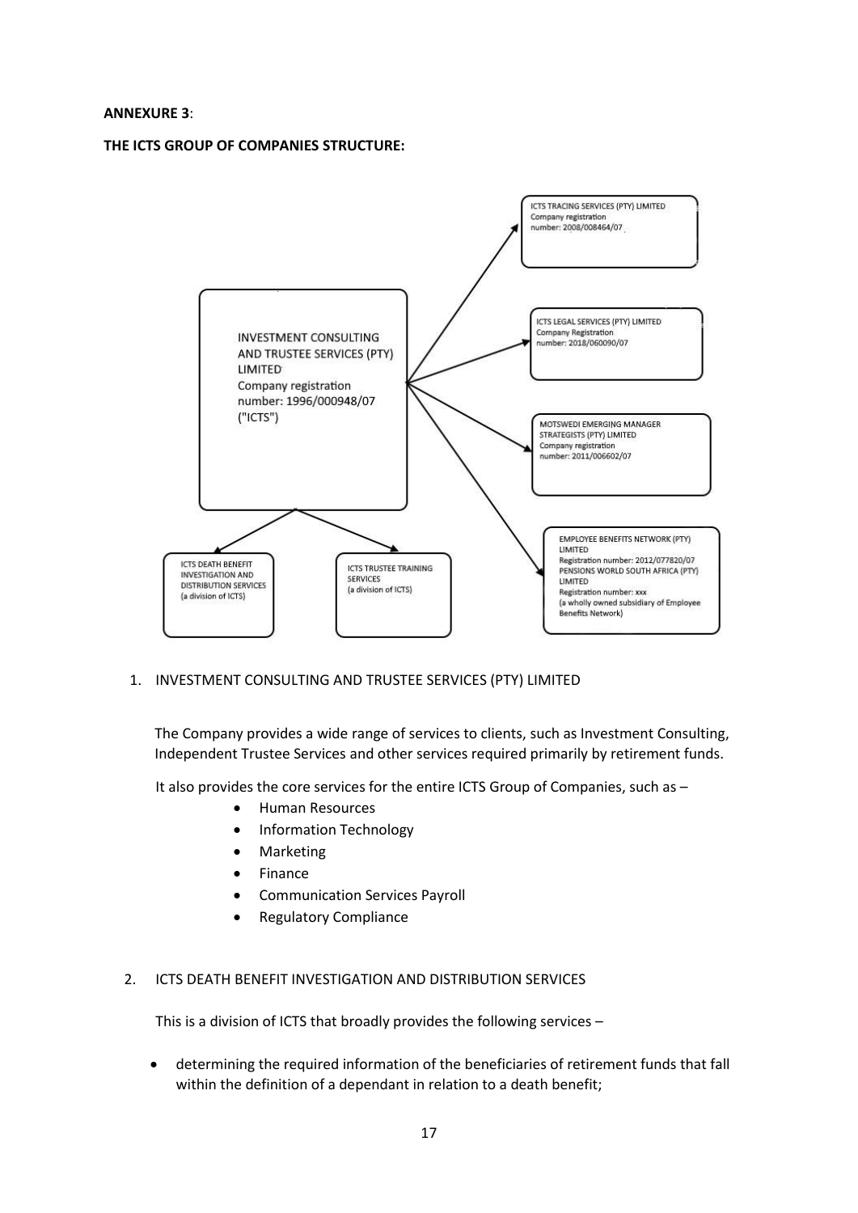**ANNEXURE 3**:

**THE ICTS GROUP OF COMPANIES STRUCTURE:**

INVESTMENT CONSULTING AND TRUSTEE SERVICES (PTY) LIMITED
Company registration number: 1996/000948/07
("ICTS")

ICTS TRACING SERVICES (PTY) LIMITED
Company registration number: 2008/008464/07

ICTS LEGAL SERVICES (PTY) LIMITED
Company Registration number: 2018/060090/07

MOTSWEDI EMERGING MANAGER STRATEGISTS (PTY) LIMITED
Company registration number: 2011/006602/07

EMPLOYEE BENEFITS NETWORK (PTY) LIMITED
Registration number: 2012/077820/07
PENSIONS WORLD SOUTH AFRICA (PTY) LIMITED
Registration number: xxx
(a wholly owned subsidiary of Employee Benefits Network)

ICTS DEATH BENEFIT INVESTIGATION AND DISTRIBUTION SERVICES
(a division of ICTS)

ICTS TRUSTEE TRAINING SERVICES
(a division of ICTS)

1. INVESTMENT CONSULTING AND TRUSTEE SERVICES (PTY) LIMITED

   The Company provides a wide range of services to clients, such as Investment Consulting, Independent Trustee Services and other services required primarily by retirement funds.

   It also provides the core services for the entire ICTS Group of Companies, such as –

   - Human Resources
   - Information Technology
   - Marketing
   - Finance
   - Communication Services Payroll
   - Regulatory Compliance

2. ICTS DEATH BENEFIT INVESTIGATION AND DISTRIBUTION SERVICES

   This is a division of ICTS that broadly provides the following services –

   - determining the required information of the beneficiaries of retirement funds that fall within the definition of a dependant in relation to a death benefit;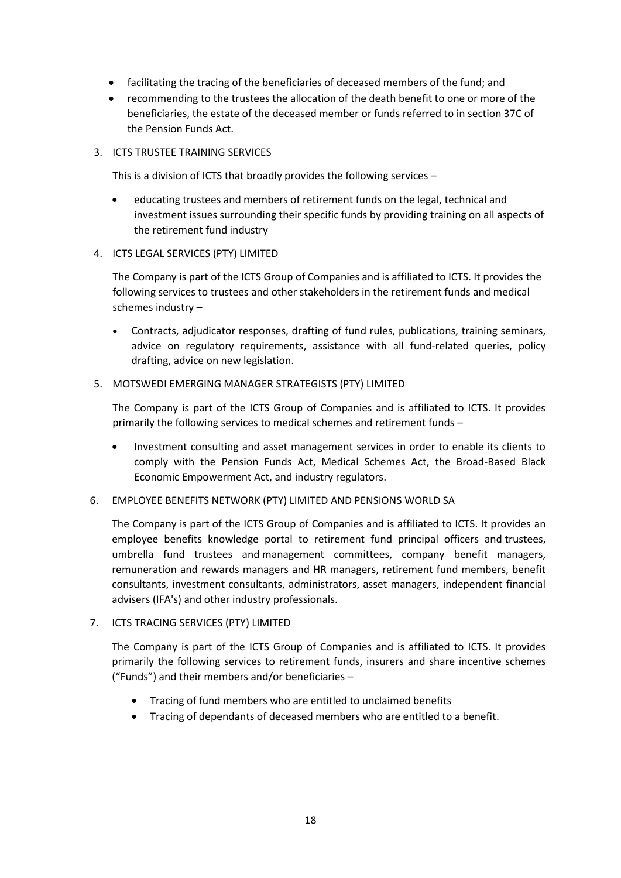- facilitating the tracing of the beneficiaries of deceased members of the fund; and
- recommending to the trustees the allocation of the death benefit to one or more of the beneficiaries, the estate of the deceased member or funds referred to in section 37C of the Pension Funds Act.

3. ICTS TRUSTEE TRAINING SERVICES

This is a division of ICTS that broadly provides the following services –

- educating trustees and members of retirement funds on the legal, technical and investment issues surrounding their specific funds by providing training on all aspects of the retirement fund industry

4. ICTS LEGAL SERVICES (PTY) LIMITED

The Company is part of the ICTS Group of Companies and is affiliated to ICTS. It provides the following services to trustees and other stakeholders in the retirement funds and medical schemes industry –

- Contracts, adjudicator responses, drafting of fund rules, publications, training seminars, advice on regulatory requirements, assistance with all fund-related queries, policy drafting, advice on new legislation.

5. MOTSWEDI EMERGING MANAGER STRATEGISTS (PTY) LIMITED

The Company is part of the ICTS Group of Companies and is affiliated to ICTS. It provides primarily the following services to medical schemes and retirement funds –

- Investment consulting and asset management services in order to enable its clients to comply with the Pension Funds Act, Medical Schemes Act, the Broad-Based Black Economic Empowerment Act, and industry regulators.

6. EMPLOYEE BENEFITS NETWORK (PTY) LIMITED AND PENSIONS WORLD SA

The Company is part of the ICTS Group of Companies and is affiliated to ICTS. It provides an employee benefits knowledge portal to retirement fund principal officers and trustees, umbrella fund trustees and management committees, company benefit managers, remuneration and rewards managers and HR managers, retirement fund members, benefit consultants, investment consultants, administrators, asset managers, independent financial advisers (IFA's) and other industry professionals.

7. ICTS TRACING SERVICES (PTY) LIMITED

The Company is part of the ICTS Group of Companies and is affiliated to ICTS. It provides primarily the following services to retirement funds, insurers and share incentive schemes ("Funds") and their members and/or beneficiaries –

- Tracing of fund members who are entitled to unclaimed benefits
- Tracing of dependants of deceased members who are entitled to a benefit.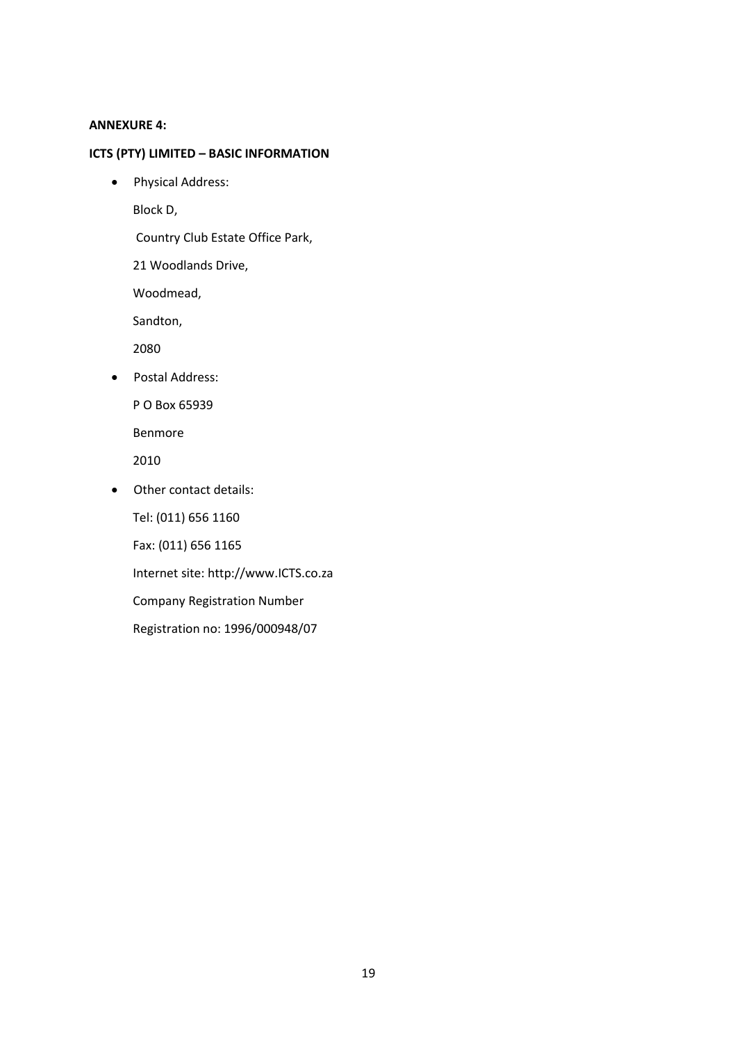**ANNEXURE 4:**

**ICTS (PTY) LIMITED – BASIC INFORMATION**

- Physical Address:

  Block D,

  Country Club Estate Office Park,

  21 Woodlands Drive,

  Woodmead,

  Sandton,

  2080

- Postal Address:

  P O Box 65939

  Benmore

  2010

- Other contact details:

  Tel: (011) 656 1160

  Fax: (011) 656 1165

  Internet site: http://www.ICTS.co.za

  Company Registration Number

  Registration no: 1996/000948/07